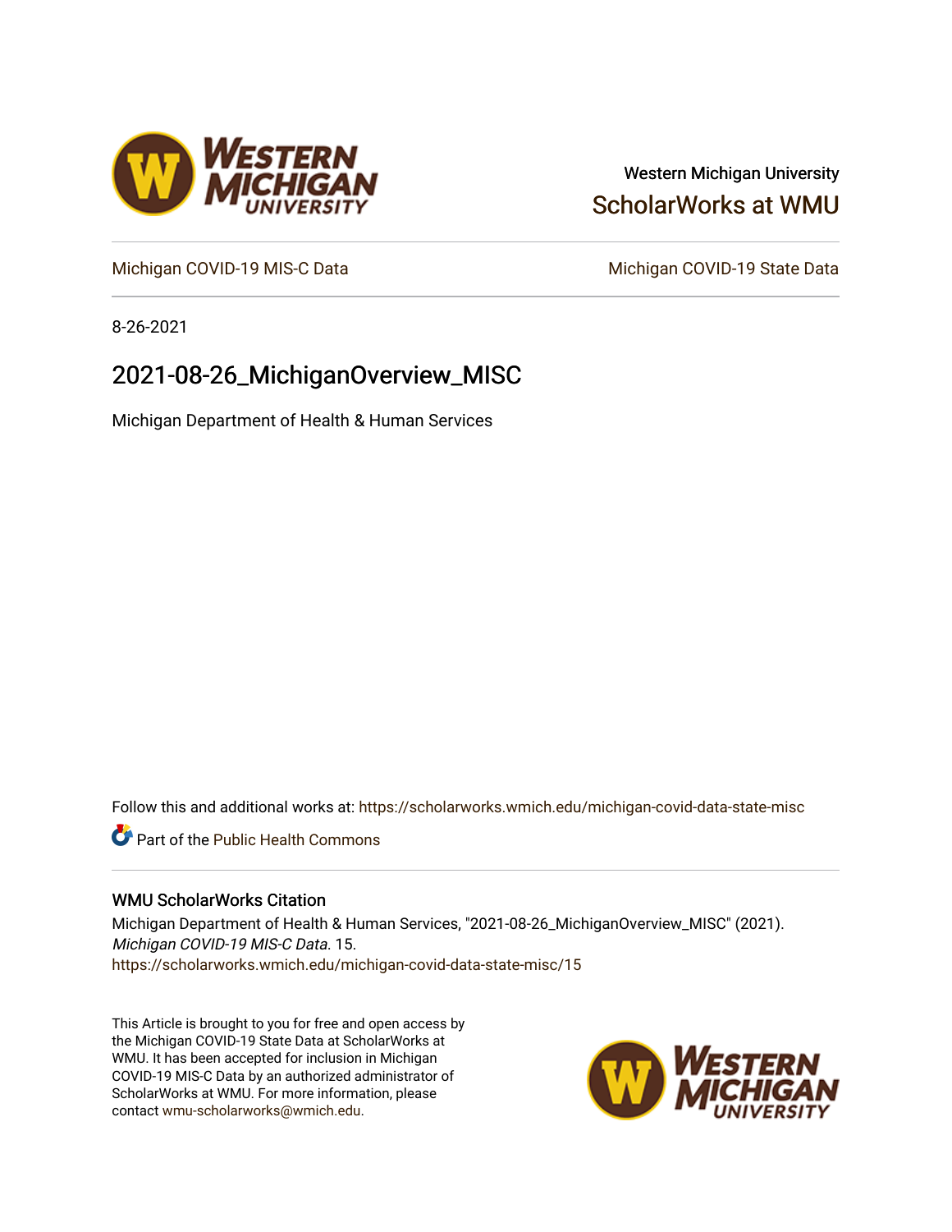Western Michigan University

ScholarWorks at WMU

Michigan COVID-19 MIS-C Data | Michigan COVID-19 State Data

8-26-2021

# 2021-08-26_MichiganOverview_MISC

Michigan Department of Health & Human Services

Follow this and additional works at: https://scholarworks.wmich.edu/michigan-covid-data-state-misc

Part of the Public Health Commons

## WMU ScholarWorks Citation

Michigan Department of Health & Human Services, "2021-08-26_MichiganOverview_MISC" (2021). *Michigan COVID-19 MIS-C Data*. 15.
https://scholarworks.wmich.edu/michigan-covid-data-state-misc/15

This Article is brought to you for free and open access by the Michigan COVID-19 State Data at ScholarWorks at WMU. It has been accepted for inclusion in Michigan COVID-19 MIS-C Data by an authorized administrator of ScholarWorks at WMU. For more information, please contact wmu-scholarworks@wmich.edu.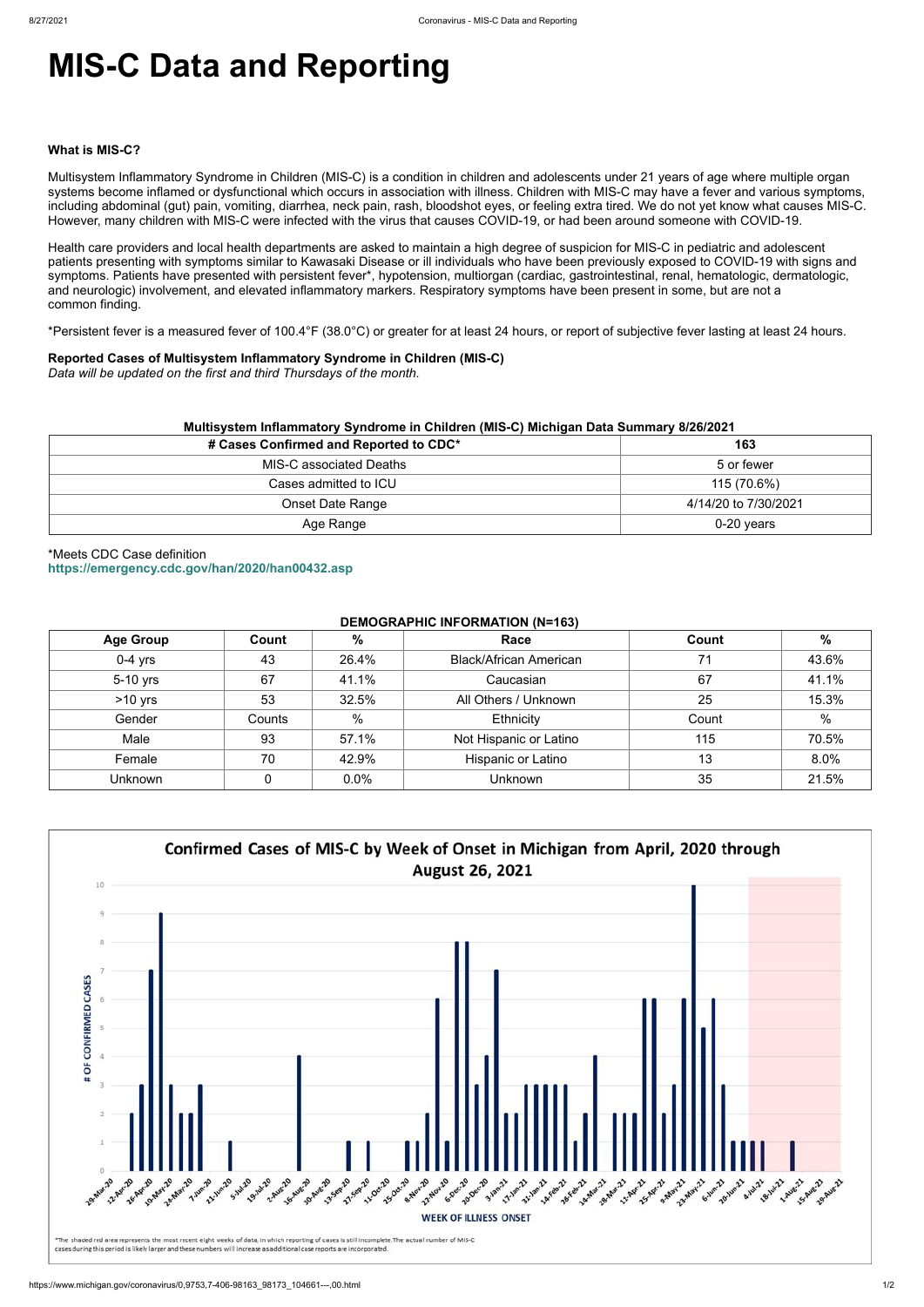# MIS-C Data and Reporting

#### What is MIS-C?

Multisystem Inflammatory Syndrome in Children (MIS-C) is a condition in children and adolescents under 21 years of age where multiple organ systems become inflamed or dysfunctional which occurs in association with illness. Children with MIS-C may have a fever and various symptoms, including abdominal (gut) pain, vomiting, diarrhea, neck pain, rash, bloodshot eyes, or feeling extra tired. We do not yet know what causes MIS-C. However, many children with MIS-C were infected with the virus that causes COVID-19, or had been around someone with COVID-19.

Health care providers and local health departments are asked to maintain a high degree of suspicion for MIS-C in pediatric and adolescent patients presenting with symptoms similar to Kawasaki Disease or ill individuals who have been previously exposed to COVID-19 with signs and symptoms. Patients have presented with persistent fever*, hypotension, multiorgan (cardiac, gastrointestinal, renal, hematologic, dermatologic, and neurologic) involvement, and elevated inflammatory markers. Respiratory symptoms have been present in some, but are not a common finding.

*Persistent fever is a measured fever of 100.4°F (38.0°C) or greater for at least 24 hours, or report of subjective fever lasting at least 24 hours.

**Reported Cases of Multisystem Inflammatory Syndrome in Children (MIS-C)**
*Data will be updated on the first and third Thursdays of the month.*

**Multisystem Inflammatory Syndrome in Children (MIS-C) Michigan Data Summary 8/26/2021**

| # Cases Confirmed and Reported to CDC* | 163 |
|---|---|
| MIS-C associated Deaths | 5 or fewer |
| Cases admitted to ICU | 115 (70.6%) |
| Onset Date Range | 4/14/20 to 7/30/2021 |
| Age Range | 0-20 years |

*Meets CDC Case definition
https://emergency.cdc.gov/han/2020/han00432.asp

**DEMOGRAPHIC INFORMATION (N=163)**

| Age Group | Count | % | Race | Count | % |
|---|---|---|---|---|---|
| 0-4 yrs | 43 | 26.4% | Black/African American | 71 | 43.6% |
| 5-10 yrs | 67 | 41.1% | Caucasian | 67 | 41.1% |
| >10 yrs | 53 | 32.5% | All Others / Unknown | 25 | 15.3% |
| Gender | Counts | % | Ethnicity | Count | % |
| Male | 93 | 57.1% | Not Hispanic or Latino | 115 | 70.5% |
| Female | 70 | 42.9% | Hispanic or Latino | 13 | 8.0% |
| Unknown | 0 | 0.0% | Unknown | 35 | 21.5% |

**Confirmed Cases of MIS-C by Week of Onset in Michigan from April, 2020 through August 26, 2021**

*The shaded red area represents the most recent eight weeks of data, in which reporting of cases is still incomplete. The actual number of MIS-C cases during this period is likely larger and these numbers will increase as additional case reports are incorporated.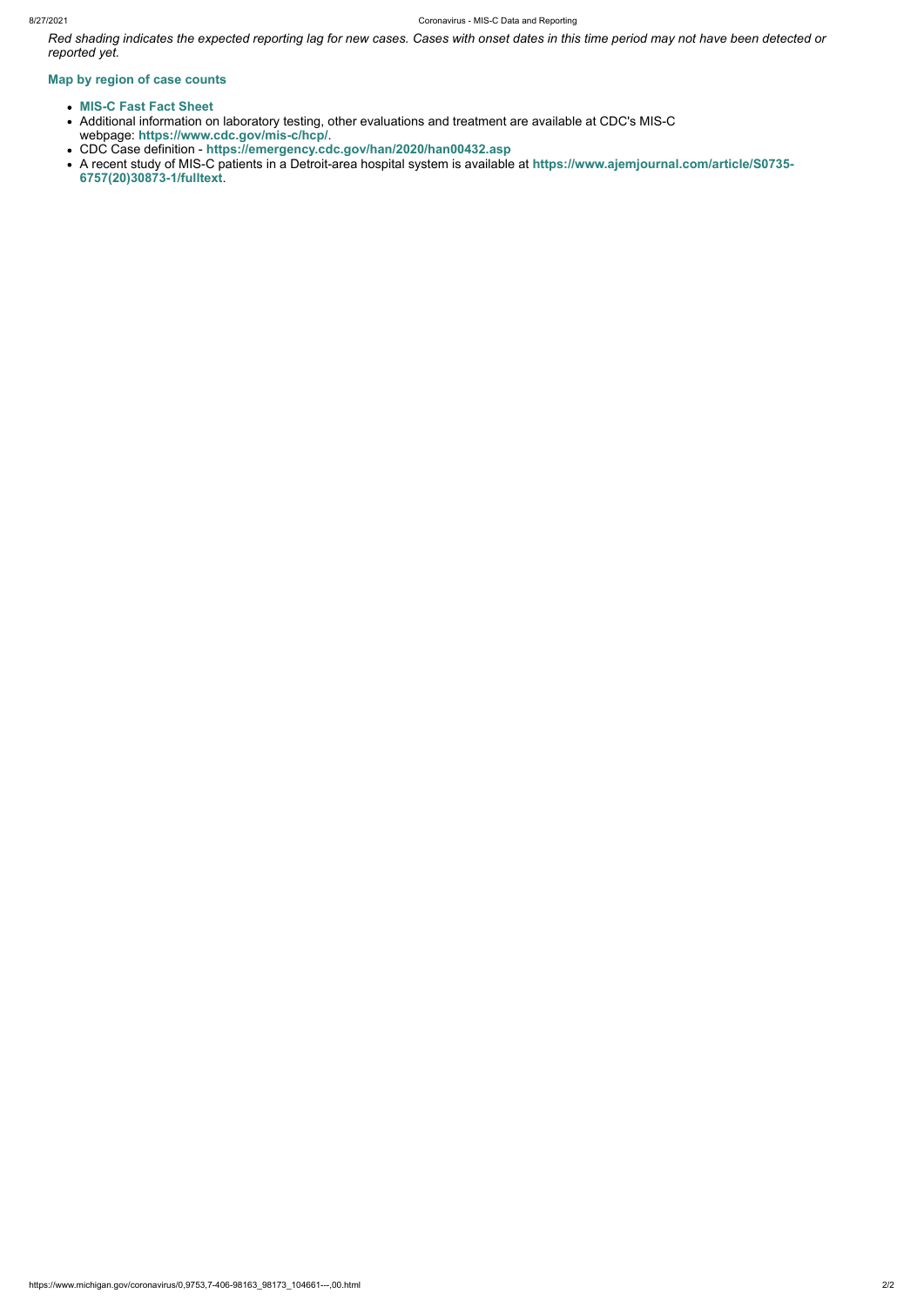*Red shading indicates the expected reporting lag for new cases. Cases with onset dates in this time period may not have been detected or reported yet.*

**Map by region of case counts**

- **MIS-C Fast Fact Sheet**
- Additional information on laboratory testing, other evaluations and treatment are available at CDC's MIS-C webpage: **https://www.cdc.gov/mis-c/hcp/**.
- CDC Case definition - **https://emergency.cdc.gov/han/2020/han00432.asp**
- A recent study of MIS-C patients in a Detroit-area hospital system is available at **https://www.ajemjournal.com/article/S0735-6757(20)30873-1/fulltext**.